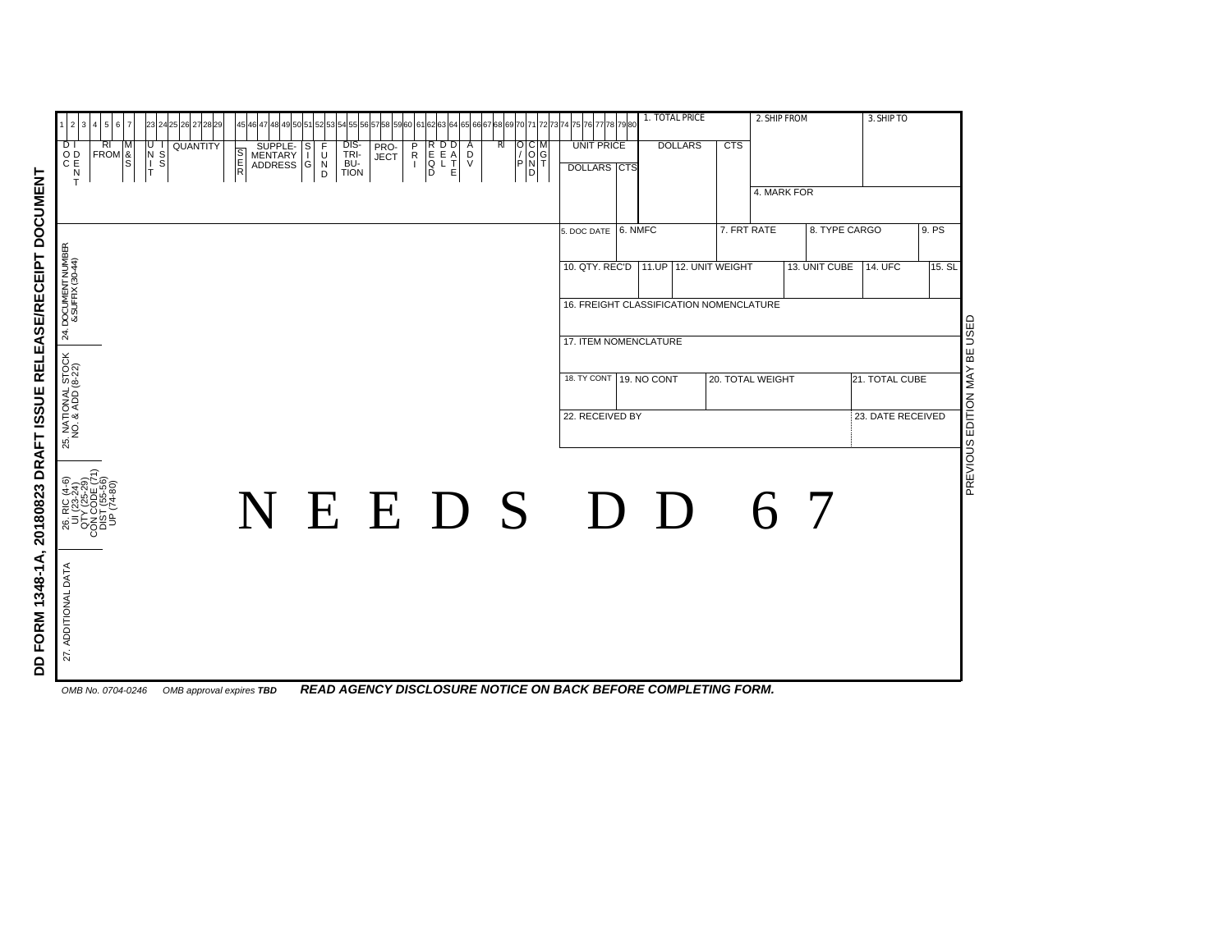# DD FORM 1348-1A, 20180823 DRAFT ISSUE RELEASE/RECEIPT DOCUMENT

| 1 2 3 | 4 5 6 | 7 | 23 24 | 25 26 27 28 29 | 45 | 46 47 48 49 50 | 51 | 52 | 53 | 54 55 56 | 57 58 59 60 | 61 | 62 63 64 | 65 66 | 67 68 69 | 70 | 71 | 72 | 73 74 75 76 77 78 79 80 |
|---|---|---|---|---|---|---|---|---|---|---|---|---|---|---|---|---|---|---|---|
| DOC IDENT | RI FROM | M & S | UNIT ISS | QUANTITY | SER | SUPPLEMENTARY ADDRESS | SIG | FUND | DISTRIBUTION | PROJECT | PRI | REQD DEL DATE | ADV | RI | O/P | COND | MGT | UNIT PRICE DOLLARS CTS |

| 1. TOTAL PRICE | | 2. SHIP FROM | 3. SHIP TO |
|---|---|---|---|
| DOLLARS | CTS | 4. MARK FOR | |

| 5. DOC DATE | 6. NMFC | 7. FRT RATE | 8. TYPE CARGO | 9. PS |
|---|---|---|---|---|
| | | | | |

| 10. QTY. REC'D | 11.UP | 12. UNIT WEIGHT | 13. UNIT CUBE | 14. UFC | 15. SL |
|---|---|---|---|---|---|
| | | | | | |

16. FREIGHT CLASSIFICATION NOMENCLATURE

17. ITEM NOMENCLATURE

| 18. TY CONT | 19. NO CONT | 20. TOTAL WEIGHT | 21. TOTAL CUBE |
|---|---|---|---|
| | | | |

| 22. RECEIVED BY | 23. DATE RECEIVED |
|---|---|
| | |

24. DOCUMENT NUMBER & SUFFIX (30-44)

25. NATIONAL STOCK NO. & ADD (8-22)

26. RIC (4-6)
UI (23-24)
QTY (25-29)
CON CODE (71)
DIST (55-56)
UP (74-80)

27. ADDITIONAL DATA

NEEDS DD 67

PREVIOUS EDITION MAY BE USED

OMB No. 0704-0246 OMB approval expires **TBD** ***READ AGENCY DISCLOSURE NOTICE ON BACK BEFORE COMPLETING FORM.***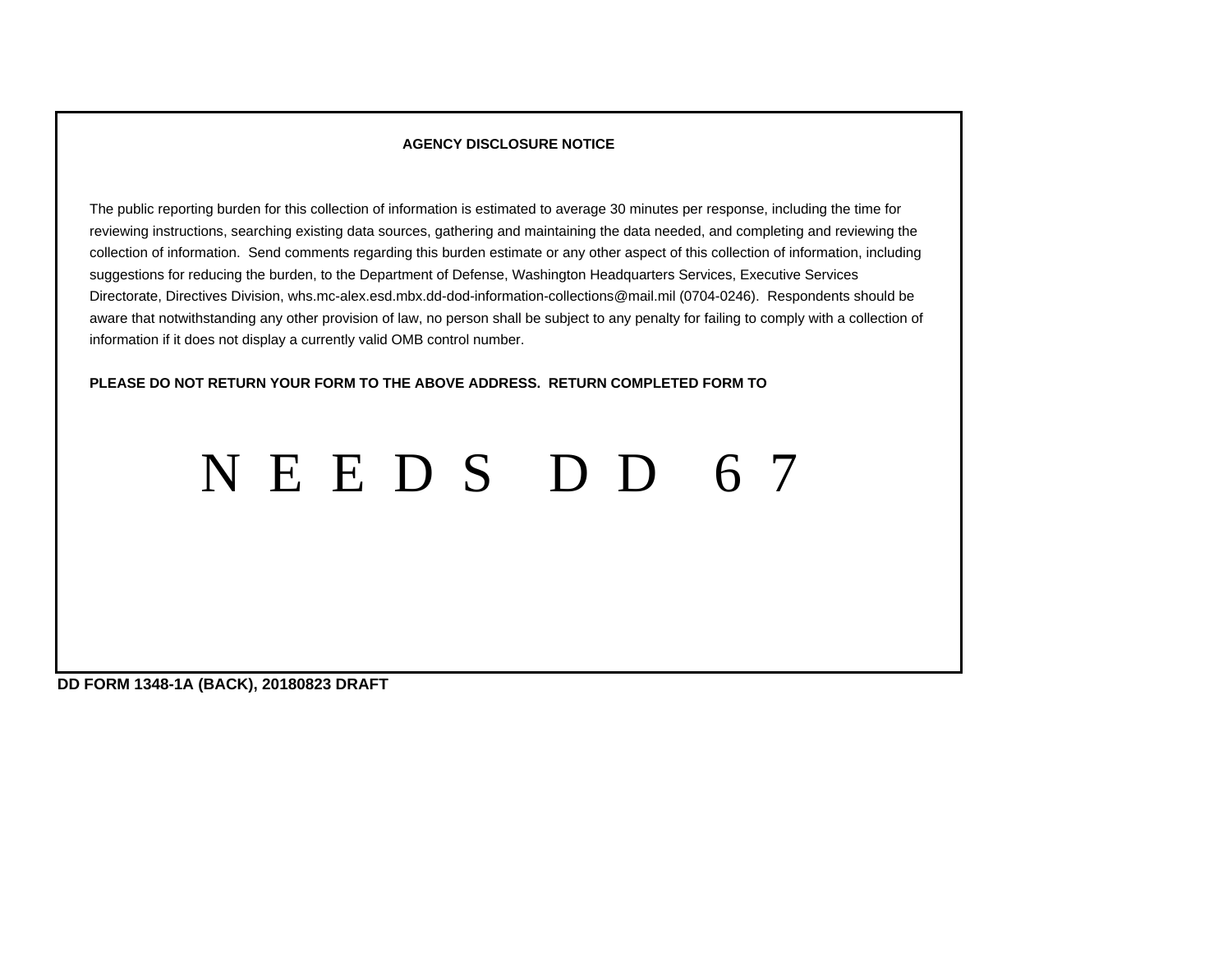## AGENCY DISCLOSURE NOTICE

The public reporting burden for this collection of information is estimated to average 30 minutes per response, including the time for reviewing instructions, searching existing data sources, gathering and maintaining the data needed, and completing and reviewing the collection of information. Send comments regarding this burden estimate or any other aspect of this collection of information, including suggestions for reducing the burden, to the Department of Defense, Washington Headquarters Services, Executive Services Directorate, Directives Division, whs.mc-alex.esd.mbx.dd-dod-information-collections@mail.mil (0704-0246). Respondents should be aware that notwithstanding any other provision of law, no person shall be subject to any penalty for failing to comply with a collection of information if it does not display a currently valid OMB control number.

**PLEASE DO NOT RETURN YOUR FORM TO THE ABOVE ADDRESS. RETURN COMPLETED FORM TO**

N E E D S D D 6 7

**DD FORM 1348-1A (BACK), 20180823 DRAFT**